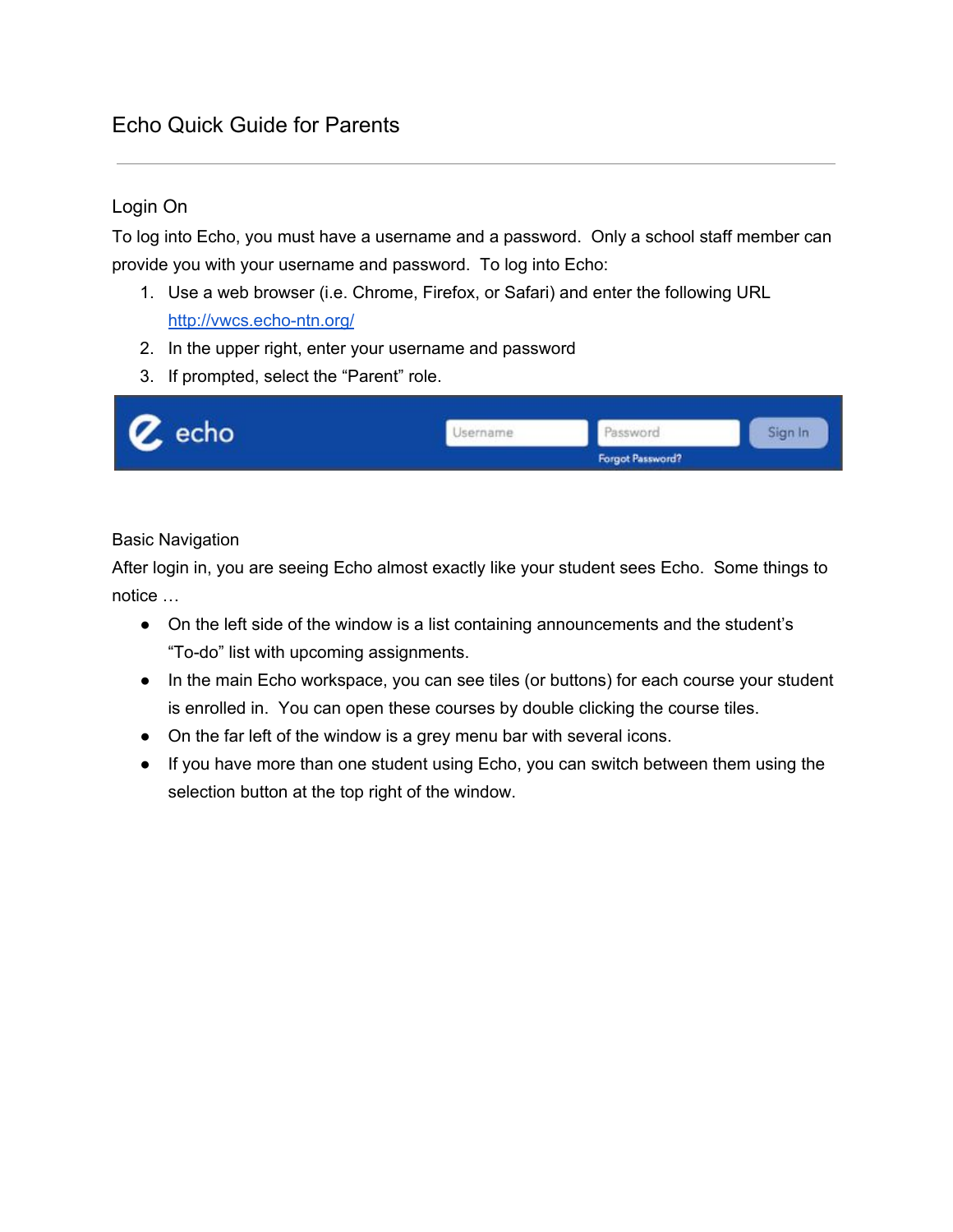# Echo Quick Guide for Parents

---

## Login On

To log into Echo, you must have a username and a password. Only a school staff member can provide you with your username and password. To log into Echo:

1. Use a web browser (i.e. Chrome, Firefox, or Safari) and enter the following URL [http://vwcs.echo-ntn.org/](http://vwcs.echo-ntn.org/)
2. In the upper right, enter your username and password
3. If prompted, select the "Parent" role.

## Basic Navigation

After login in, you are seeing Echo almost exactly like your student sees Echo. Some things to notice …

- On the left side of the window is a list containing announcements and the student's "To-do" list with upcoming assignments.
- In the main Echo workspace, you can see tiles (or buttons) for each course your student is enrolled in. You can open these courses by double clicking the course tiles.
- On the far left of the window is a grey menu bar with several icons.
- If you have more than one student using Echo, you can switch between them using the selection button at the top right of the window.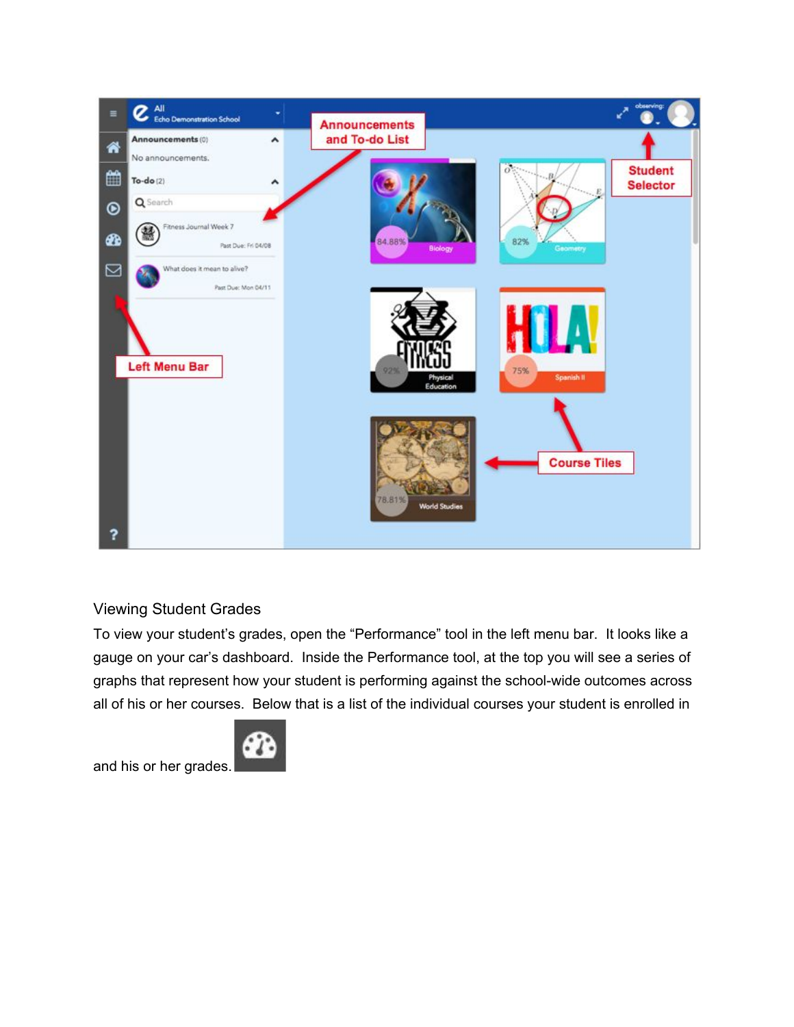## Viewing Student Grades

To view your student's grades, open the "Performance" tool in the left menu bar. It looks like a gauge on your car's dashboard. Inside the Performance tool, at the top you will see a series of graphs that represent how your student is performing against the school-wide outcomes across all of his or her courses. Below that is a list of the individual courses your student is enrolled in and his or her grades.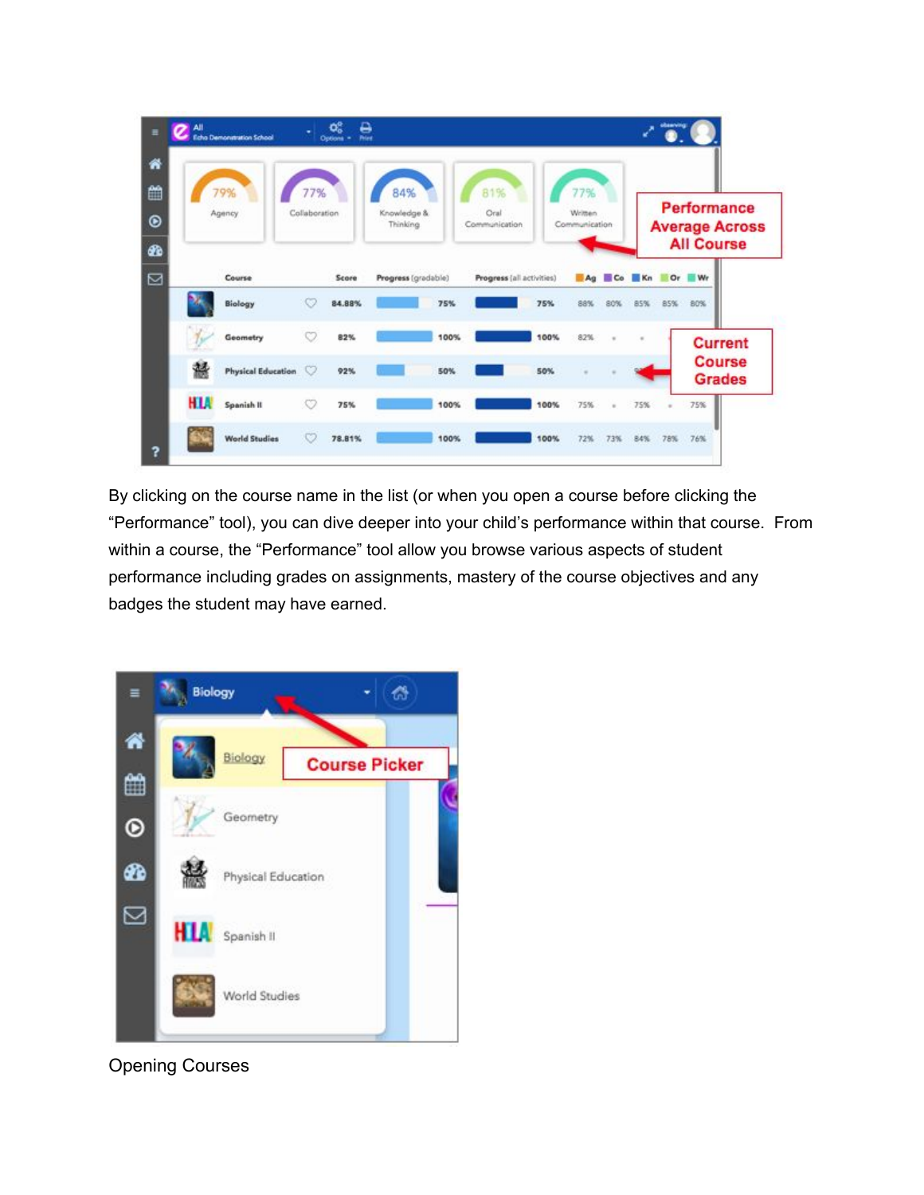By clicking on the course name in the list (or when you open a course before clicking the “Performance” tool), you can dive deeper into your child’s performance within that course.  From within a course, the “Performance” tool allow you browse various aspects of student performance including grades on assignments, mastery of the course objectives and any badges the student may have earned.

Opening Courses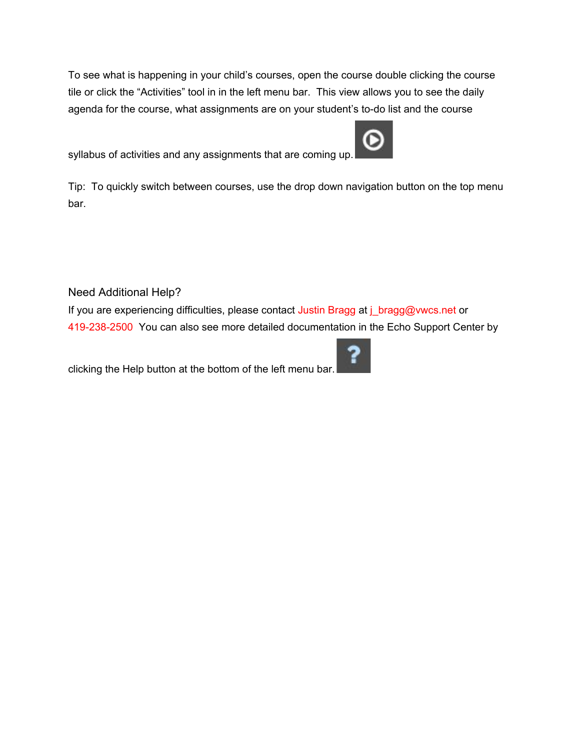To see what is happening in your child's courses, open the course double clicking the course tile or click the "Activities" tool in in the left menu bar. This view allows you to see the daily agenda for the course, what assignments are on your student's to-do list and the course syllabus of activities and any assignments that are coming up.

Tip: To quickly switch between courses, use the drop down navigation button on the top menu bar.

## Need Additional Help?

If you are experiencing difficulties, please contact Justin Bragg at j_bragg@vwcs.net or 419-238-2500 You can also see more detailed documentation in the Echo Support Center by clicking the Help button at the bottom of the left menu bar.